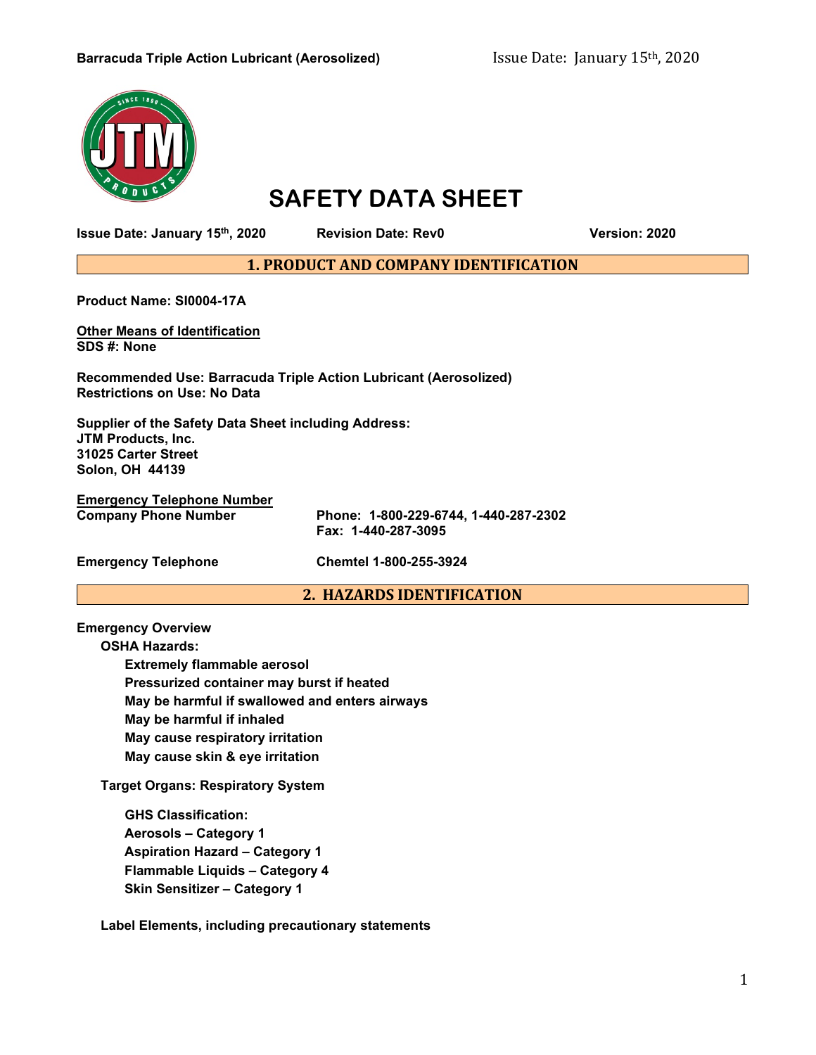# SAFETY DATA SHEET

**Issue Date: January 15th, 2020 Revision Date: Rev0 Version: 2020**

## 1. PRODUCT AND COMPANY IDENTIFICATION

**Product Name: SI0004-17A**

**Other Means of Identification**
**SDS #: None**

**Recommended Use: Barracuda Triple Action Lubricant (Aerosolized)**
**Restrictions on Use: No Data**

**Supplier of the Safety Data Sheet including Address:**
**JTM Products, Inc.**
**31025 Carter Street**
**Solon, OH 44139**

**Emergency Telephone Number**

**Company Phone Number** — **Phone: 1-800-229-6744, 1-440-287-2302**
**Fax: 1-440-287-3095**

**Emergency Telephone** — **Chemtel 1-800-255-3924**

## 2. HAZARDS IDENTIFICATION

**Emergency Overview**

**OSHA Hazards:**

- **Extremely flammable aerosol**
- **Pressurized container may burst if heated**
- **May be harmful if swallowed and enters airways**
- **May be harmful if inhaled**
- **May cause respiratory irritation**
- **May cause skin & eye irritation**

**Target Organs: Respiratory System**

**GHS Classification:**
**Aerosols – Category 1**
**Aspiration Hazard – Category 1**
**Flammable Liquids – Category 4**
**Skin Sensitizer – Category 1**

**Label Elements, including precautionary statements**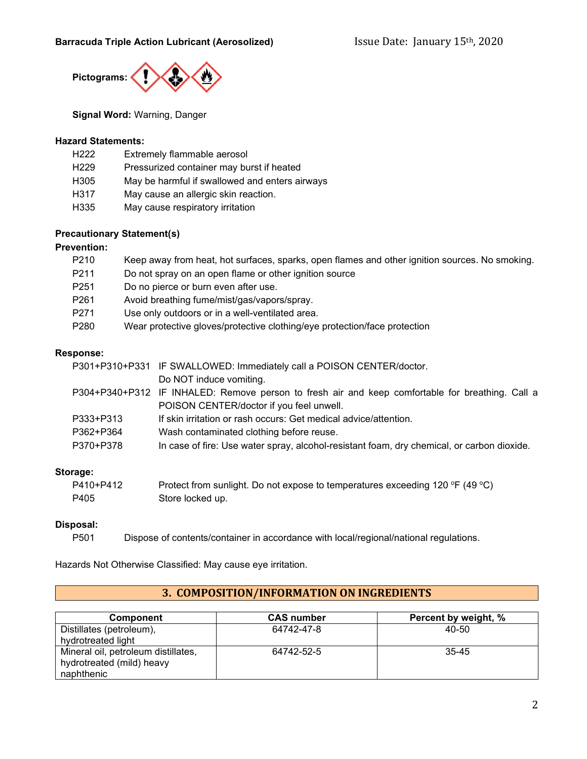**Pictograms:**

**Signal Word:** Warning, Danger

**Hazard Statements:**

| | |
|---|---|
| H222 | Extremely flammable aerosol |
| H229 | Pressurized container may burst if heated |
| H305 | May be harmful if swallowed and enters airways |
| H317 | May cause an allergic skin reaction. |
| H335 | May cause respiratory irritation |

**Precautionary Statement(s)**

**Prevention:**

| | |
|---|---|
| P210 | Keep away from heat, hot surfaces, sparks, open flames and other ignition sources. No smoking. |
| P211 | Do not spray on an open flame or other ignition source |
| P251 | Do no pierce or burn even after use. |
| P261 | Avoid breathing fume/mist/gas/vapors/spray. |
| P271 | Use only outdoors or in a well-ventilated area. |
| P280 | Wear protective gloves/protective clothing/eye protection/face protection |

**Response:**

| | |
|---|---|
| P301+P310+P331 | IF SWALLOWED: Immediately call a POISON CENTER/doctor. Do NOT induce vomiting. |
| P304+P340+P312 | IF INHALED: Remove person to fresh air and keep comfortable for breathing. Call a POISON CENTER/doctor if you feel unwell. |
| P333+P313 | If skin irritation or rash occurs: Get medical advice/attention. |
| P362+P364 | Wash contaminated clothing before reuse. |
| P370+P378 | In case of fire: Use water spray, alcohol-resistant foam, dry chemical, or carbon dioxide. |

**Storage:**

| | |
|---|---|
| P410+P412 | Protect from sunlight. Do not expose to temperatures exceeding 120 °F (49 °C) |
| P405 | Store locked up. |

**Disposal:**

| | |
|---|---|
| P501 | Dispose of contents/container in accordance with local/regional/national regulations. |

Hazards Not Otherwise Classified: May cause eye irritation.

## 3. COMPOSITION/INFORMATION ON INGREDIENTS

| Component | CAS number | Percent by weight, % |
|---|---|---|
| Distillates (petroleum), hydrotreated light | 64742-47-8 | 40-50 |
| Mineral oil, petroleum distillates, hydrotreated (mild) heavy naphthenic | 64742-52-5 | 35-45 |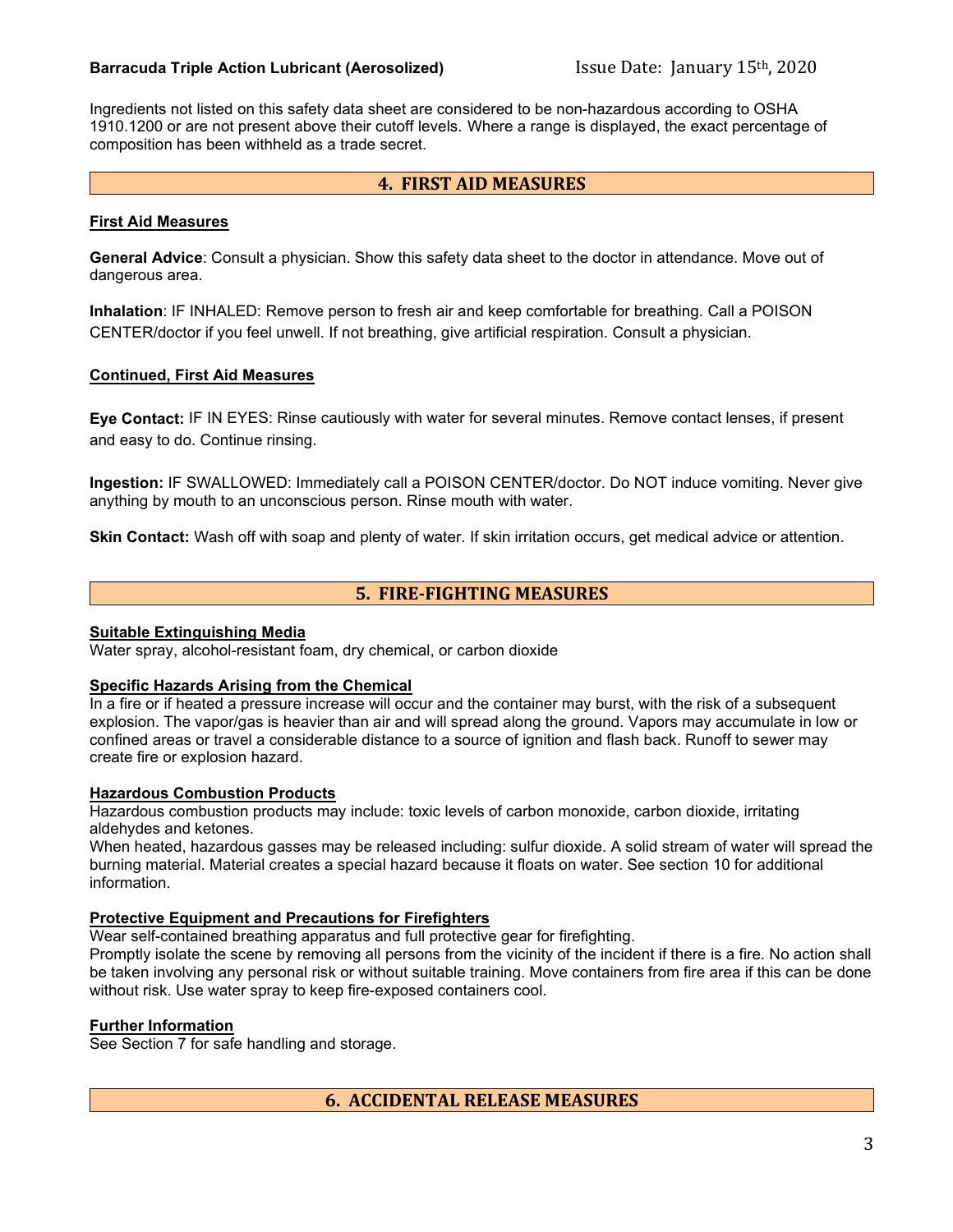Ingredients not listed on this safety data sheet are considered to be non-hazardous according to OSHA 1910.1200 or are not present above their cutoff levels. Where a range is displayed, the exact percentage of composition has been withheld as a trade secret.

## 4. FIRST AID MEASURES

**First Aid Measures**

**General Advice**: Consult a physician. Show this safety data sheet to the doctor in attendance. Move out of dangerous area.

**Inhalation**: IF INHALED: Remove person to fresh air and keep comfortable for breathing. Call a POISON CENTER/doctor if you feel unwell. If not breathing, give artificial respiration. Consult a physician.

**Continued, First Aid Measures**

**Eye Contact:** IF IN EYES: Rinse cautiously with water for several minutes. Remove contact lenses, if present and easy to do. Continue rinsing.

**Ingestion:** IF SWALLOWED: Immediately call a POISON CENTER/doctor. Do NOT induce vomiting. Never give anything by mouth to an unconscious person. Rinse mouth with water.

**Skin Contact:** Wash off with soap and plenty of water. If skin irritation occurs, get medical advice or attention.

## 5. FIRE-FIGHTING MEASURES

**Suitable Extinguishing Media**

Water spray, alcohol-resistant foam, dry chemical, or carbon dioxide

**Specific Hazards Arising from the Chemical**

In a fire or if heated a pressure increase will occur and the container may burst, with the risk of a subsequent explosion. The vapor/gas is heavier than air and will spread along the ground. Vapors may accumulate in low or confined areas or travel a considerable distance to a source of ignition and flash back. Runoff to sewer may create fire or explosion hazard.

**Hazardous Combustion Products**

Hazardous combustion products may include: toxic levels of carbon monoxide, carbon dioxide, irritating aldehydes and ketones.

When heated, hazardous gasses may be released including: sulfur dioxide. A solid stream of water will spread the burning material. Material creates a special hazard because it floats on water. See section 10 for additional information.

**Protective Equipment and Precautions for Firefighters**

Wear self-contained breathing apparatus and full protective gear for firefighting.

Promptly isolate the scene by removing all persons from the vicinity of the incident if there is a fire. No action shall be taken involving any personal risk or without suitable training. Move containers from fire area if this can be done without risk. Use water spray to keep fire-exposed containers cool.

**Further Information**

See Section 7 for safe handling and storage.

## 6. ACCIDENTAL RELEASE MEASURES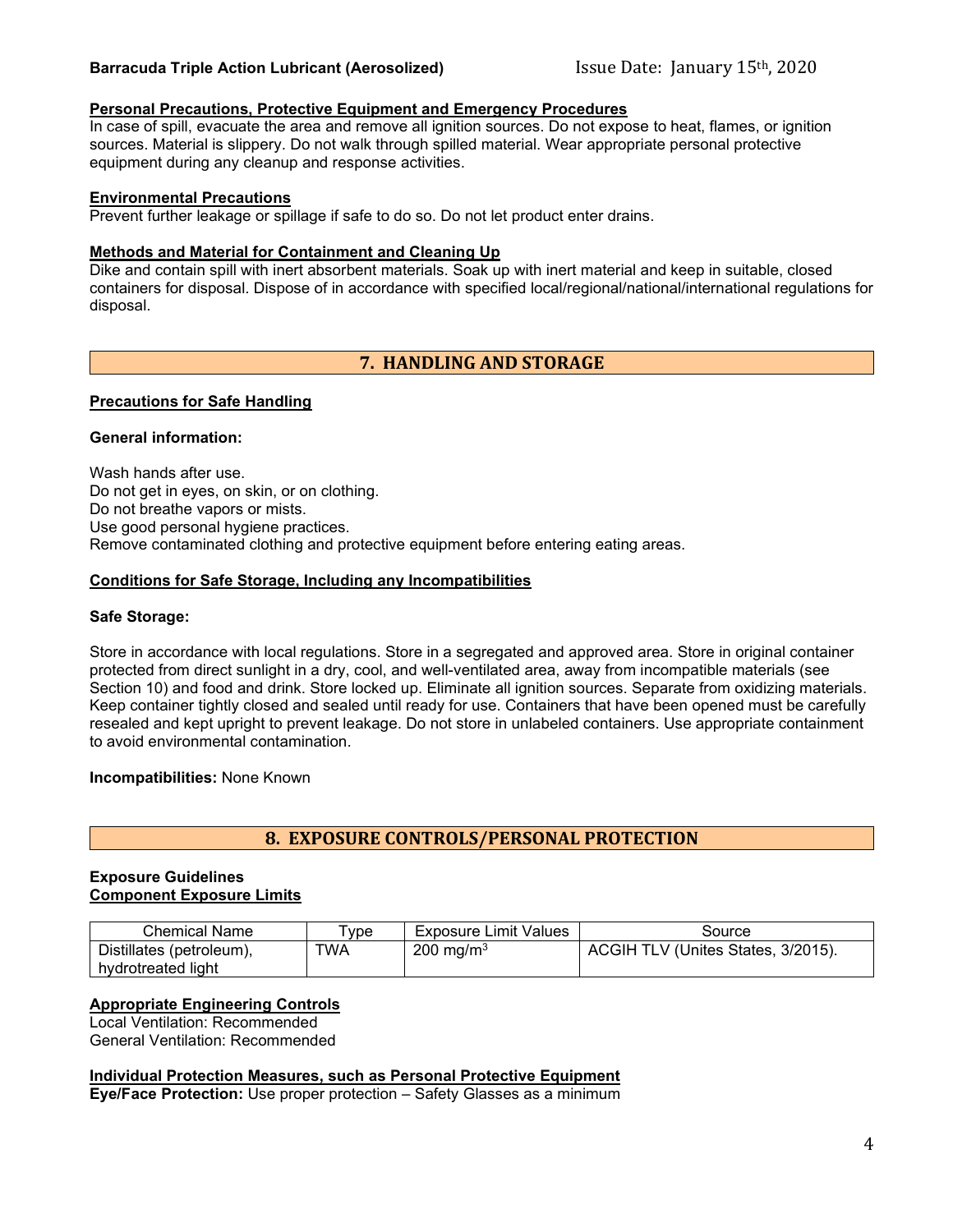**Personal Precautions, Protective Equipment and Emergency Procedures**
In case of spill, evacuate the area and remove all ignition sources. Do not expose to heat, flames, or ignition sources. Material is slippery. Do not walk through spilled material. Wear appropriate personal protective equipment during any cleanup and response activities.

**Environmental Precautions**
Prevent further leakage or spillage if safe to do so. Do not let product enter drains.

**Methods and Material for Containment and Cleaning Up**
Dike and contain spill with inert absorbent materials. Soak up with inert material and keep in suitable, closed containers for disposal. Dispose of in accordance with specified local/regional/national/international regulations for disposal.

## 7. HANDLING AND STORAGE

**Precautions for Safe Handling**

**General information:**

Wash hands after use.
Do not get in eyes, on skin, or on clothing.
Do not breathe vapors or mists.
Use good personal hygiene practices.
Remove contaminated clothing and protective equipment before entering eating areas.

**Conditions for Safe Storage, Including any Incompatibilities**

**Safe Storage:**

Store in accordance with local regulations. Store in a segregated and approved area. Store in original container protected from direct sunlight in a dry, cool, and well-ventilated area, away from incompatible materials (see Section 10) and food and drink. Store locked up. Eliminate all ignition sources. Separate from oxidizing materials. Keep container tightly closed and sealed until ready for use. Containers that have been opened must be carefully resealed and kept upright to prevent leakage. Do not store in unlabeled containers. Use appropriate containment to avoid environmental contamination.

**Incompatibilities:** None Known

## 8. EXPOSURE CONTROLS/PERSONAL PROTECTION

**Exposure Guidelines**
**Component Exposure Limits**

| Chemical Name | Type | Exposure Limit Values | Source |
|---|---|---|---|
| Distillates (petroleum), hydrotreated light | TWA | 200 $mg/m^3$ | ACGIH TLV (Unites States, 3/2015). |

**Appropriate Engineering Controls**
Local Ventilation: Recommended
General Ventilation: Recommended

**Individual Protection Measures, such as Personal Protective Equipment**
**Eye/Face Protection:** Use proper protection – Safety Glasses as a minimum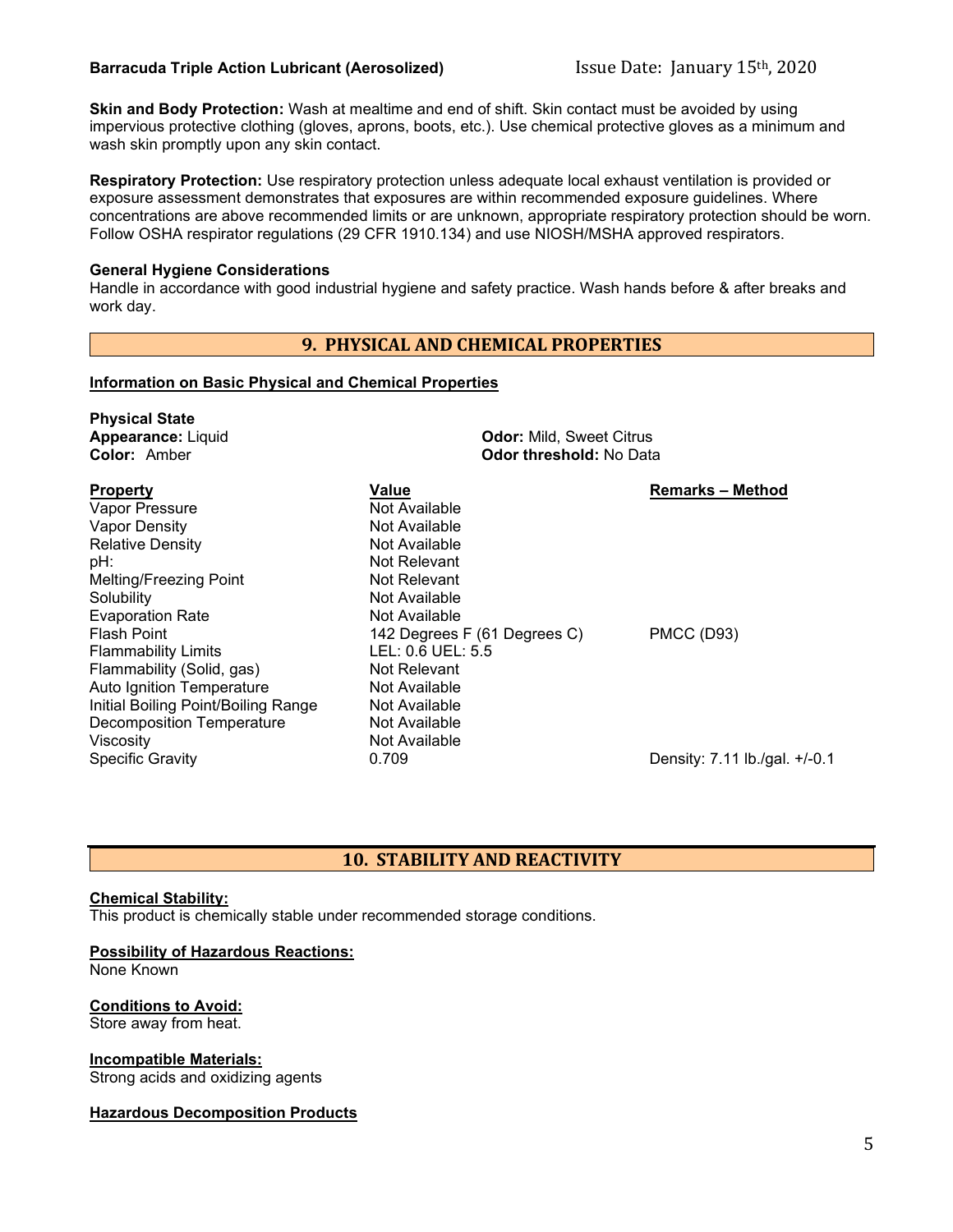**Skin and Body Protection:** Wash at mealtime and end of shift. Skin contact must be avoided by using impervious protective clothing (gloves, aprons, boots, etc.). Use chemical protective gloves as a minimum and wash skin promptly upon any skin contact.

**Respiratory Protection:** Use respiratory protection unless adequate local exhaust ventilation is provided or exposure assessment demonstrates that exposures are within recommended exposure guidelines. Where concentrations are above recommended limits or are unknown, appropriate respiratory protection should be worn. Follow OSHA respirator regulations (29 CFR 1910.134) and use NIOSH/MSHA approved respirators.

**General Hygiene Considerations**

Handle in accordance with good industrial hygiene and safety practice. Wash hands before & after breaks and work day.

## 9. PHYSICAL AND CHEMICAL PROPERTIES

**Information on Basic Physical and Chemical Properties**

**Physical State**

**Appearance:** Liquid

**Color:** Amber

**Odor:** Mild, Sweet Citrus

**Odor threshold:** No Data

| Property | Value | Remarks – Method |
|---|---|---|
| Vapor Pressure | Not Available | |
| Vapor Density | Not Available | |
| Relative Density | Not Available | |
| pH: | Not Relevant | |
| Melting/Freezing Point | Not Relevant | |
| Solubility | Not Available | |
| Evaporation Rate | Not Available | |
| Flash Point | 142 Degrees F (61 Degrees C) | PMCC (D93) |
| Flammability Limits | LEL: 0.6 UEL: 5.5 | |
| Flammability (Solid, gas) | Not Relevant | |
| Auto Ignition Temperature | Not Available | |
| Initial Boiling Point/Boiling Range | Not Available | |
| Decomposition Temperature | Not Available | |
| Viscosity | Not Available | |
| Specific Gravity | 0.709 | Density: 7.11 lb./gal. +/-0.1 |

## 10. STABILITY AND REACTIVITY

**Chemical Stability:**

This product is chemically stable under recommended storage conditions.

**Possibility of Hazardous Reactions:**

None Known

**Conditions to Avoid:**

Store away from heat.

**Incompatible Materials:**

Strong acids and oxidizing agents

**Hazardous Decomposition Products**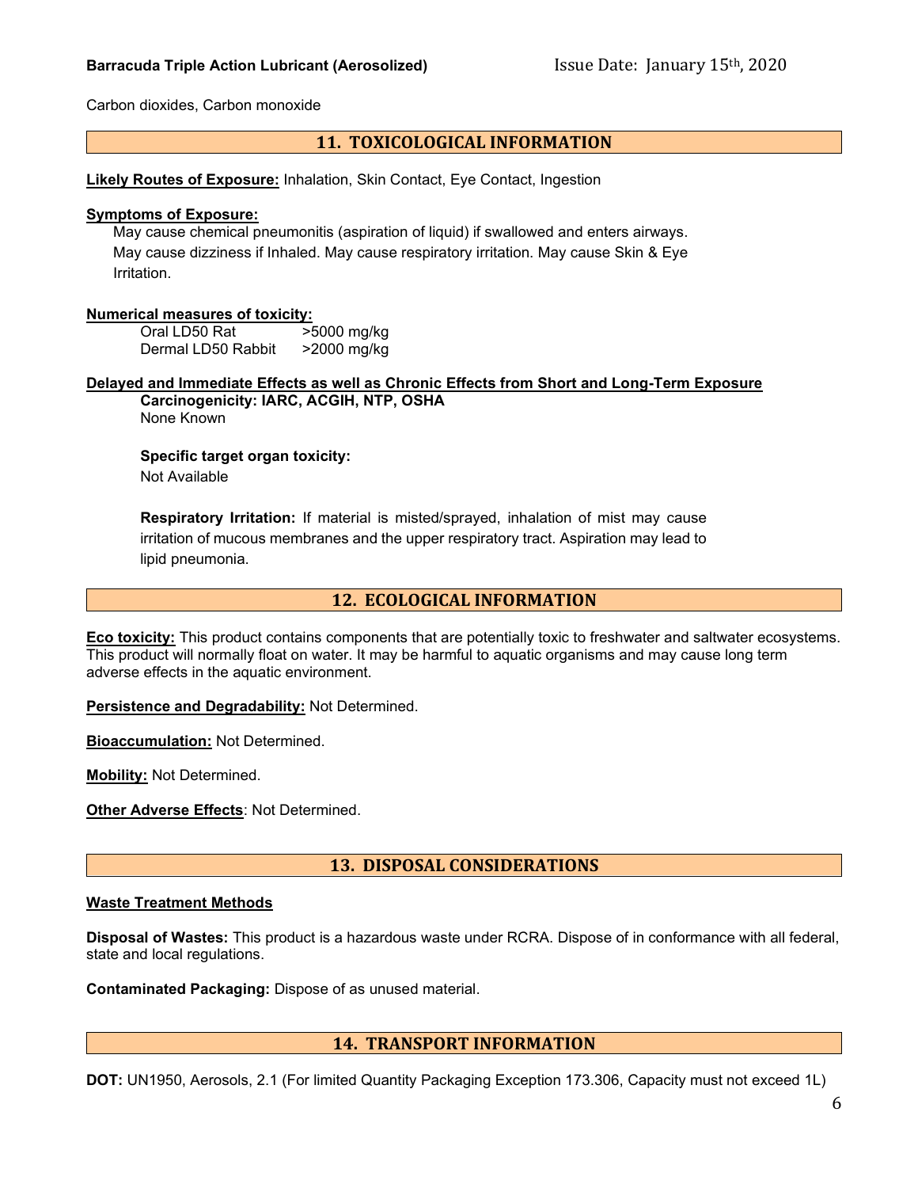Carbon dioxides, Carbon monoxide

## 11. TOXICOLOGICAL INFORMATION

**Likely Routes of Exposure:** Inhalation, Skin Contact, Eye Contact, Ingestion

**Symptoms of Exposure:**

May cause chemical pneumonitis (aspiration of liquid) if swallowed and enters airways. May cause dizziness if Inhaled. May cause respiratory irritation. May cause Skin & Eye Irritation.

**Numerical measures of toxicity:**

| | |
|---|---|
| Oral LD50 Rat | >5000 mg/kg |
| Dermal LD50 Rabbit | >2000 mg/kg |

**Delayed and Immediate Effects as well as Chronic Effects from Short and Long-Term Exposure**

**Carcinogenicity: IARC, ACGIH, NTP, OSHA**
None Known

**Specific target organ toxicity:**
Not Available

**Respiratory Irritation:** If material is misted/sprayed, inhalation of mist may cause irritation of mucous membranes and the upper respiratory tract. Aspiration may lead to lipid pneumonia.

## 12. ECOLOGICAL INFORMATION

**Eco toxicity:** This product contains components that are potentially toxic to freshwater and saltwater ecosystems. This product will normally float on water. It may be harmful to aquatic organisms and may cause long term adverse effects in the aquatic environment.

**Persistence and Degradability:** Not Determined.

**Bioaccumulation:** Not Determined.

**Mobility:** Not Determined.

**Other Adverse Effects**: Not Determined.

## 13. DISPOSAL CONSIDERATIONS

**Waste Treatment Methods**

**Disposal of Wastes:** This product is a hazardous waste under RCRA. Dispose of in conformance with all federal, state and local regulations.

**Contaminated Packaging:** Dispose of as unused material.

## 14. TRANSPORT INFORMATION

**DOT:** UN1950, Aerosols, 2.1 (For limited Quantity Packaging Exception 173.306, Capacity must not exceed 1L)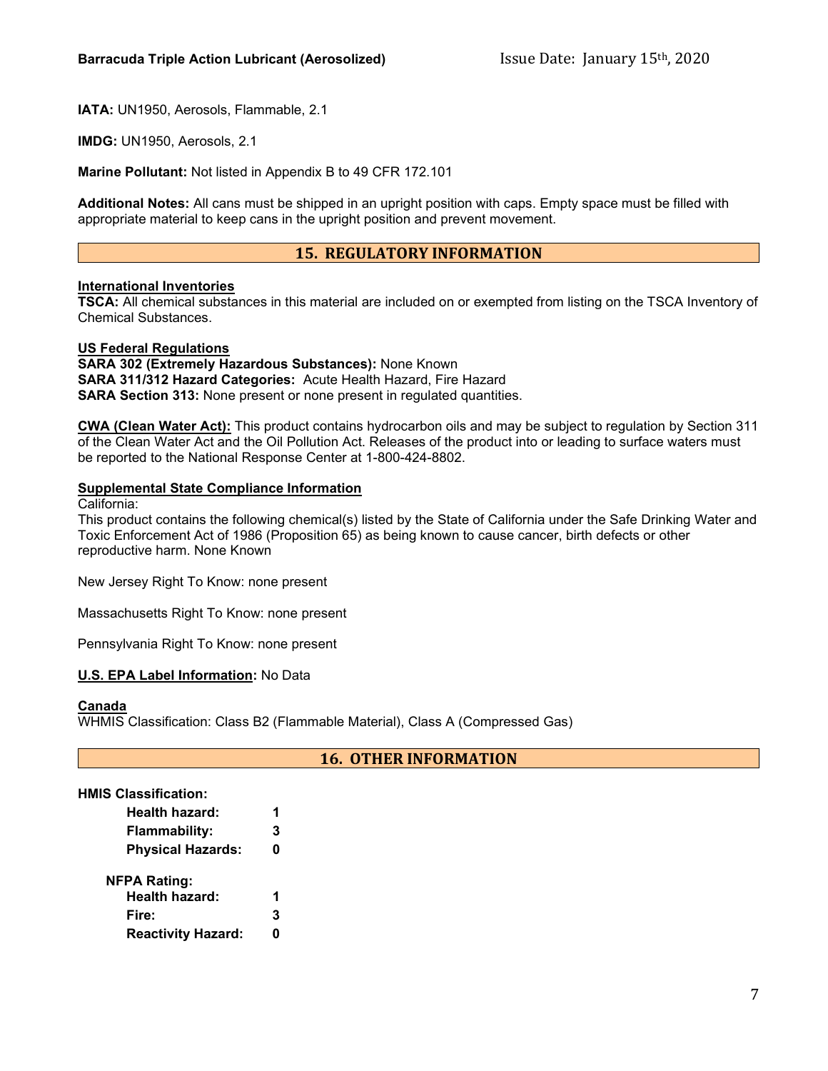**IATA:** UN1950, Aerosols, Flammable, 2.1

**IMDG:** UN1950, Aerosols, 2.1

**Marine Pollutant:** Not listed in Appendix B to 49 CFR 172.101

**Additional Notes:** All cans must be shipped in an upright position with caps. Empty space must be filled with appropriate material to keep cans in the upright position and prevent movement.

## 15. REGULATORY INFORMATION

**International Inventories**

**TSCA:** All chemical substances in this material are included on or exempted from listing on the TSCA Inventory of Chemical Substances.

**US Federal Regulations**

**SARA 302 (Extremely Hazardous Substances):** None Known

**SARA 311/312 Hazard Categories:** Acute Health Hazard, Fire Hazard

**SARA Section 313:** None present or none present in regulated quantities.

**CWA (Clean Water Act):** This product contains hydrocarbon oils and may be subject to regulation by Section 311 of the Clean Water Act and the Oil Pollution Act. Releases of the product into or leading to surface waters must be reported to the National Response Center at 1-800-424-8802.

**Supplemental State Compliance Information**

California:

This product contains the following chemical(s) listed by the State of California under the Safe Drinking Water and Toxic Enforcement Act of 1986 (Proposition 65) as being known to cause cancer, birth defects or other reproductive harm. None Known

New Jersey Right To Know: none present

Massachusetts Right To Know: none present

Pennsylvania Right To Know: none present

**U.S. EPA Label Information:** No Data

**Canada**

WHMIS Classification: Class B2 (Flammable Material), Class A (Compressed Gas)

## 16. OTHER INFORMATION

**HMIS Classification:**

| | |
|---|---|
| **Health hazard:** | **1** |
| **Flammability:** | **3** |
| **Physical Hazards:** | **0** |

**NFPA Rating:**

| | |
|---|---|
| **Health hazard:** | **1** |
| **Fire:** | **3** |
| **Reactivity Hazard:** | **0** |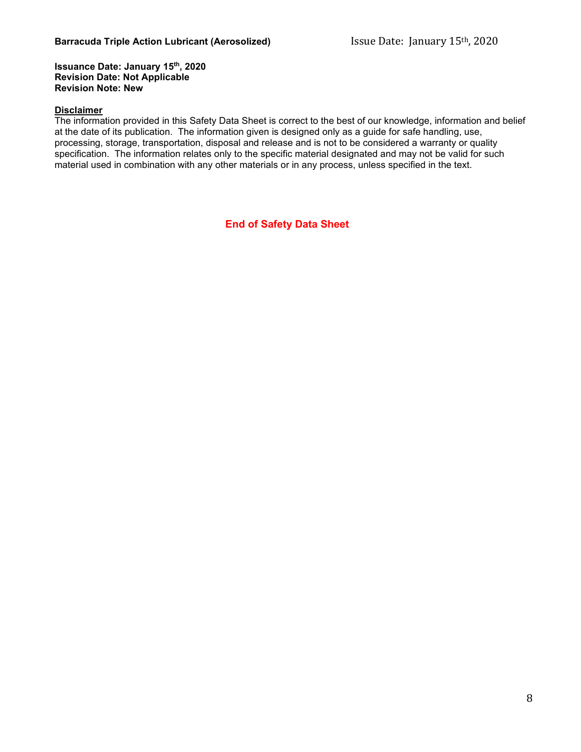**Issuance Date: January 15th, 2020**
**Revision Date: Not Applicable**
**Revision Note: New**

**Disclaimer**

The information provided in this Safety Data Sheet is correct to the best of our knowledge, information and belief at the date of its publication. The information given is designed only as a guide for safe handling, use, processing, storage, transportation, disposal and release and is not to be considered a warranty or quality specification. The information relates only to the specific material designated and may not be valid for such material used in combination with any other materials or in any process, unless specified in the text.

**End of Safety Data Sheet**